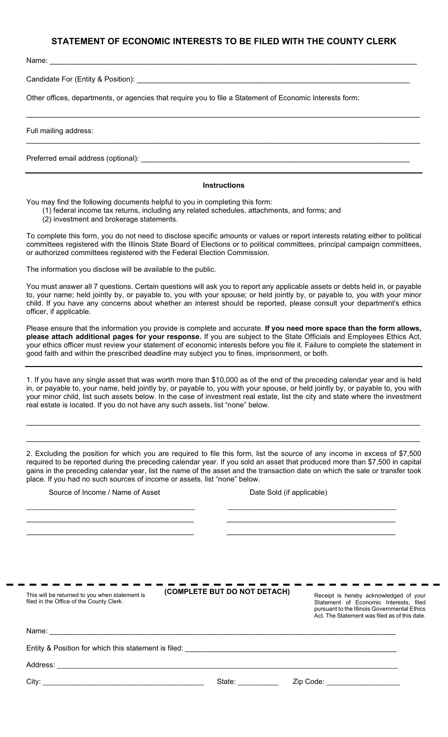# STATEMENT OF ECONOMIC INTERESTS TO BE FILED WITH THE COUNTY CLERK

Name: ___________________________________________

Candidate For (Entity & Position): ___________________________________________

Other offices, departments, or agencies that require you to file a Statement of Economic Interests form:

___________________________________________

Full mailing address:

___________________________________________

Preferred email address (optional): ___________________________________________

---

**Instructions**

You may find the following documents helpful to you in completing this form:

(1) federal income tax returns, including any related schedules, attachments, and forms; and
(2) investment and brokerage statements.

To complete this form, you do not need to disclose specific amounts or values or report interests relating either to political committees registered with the Illinois State Board of Elections or to political committees, principal campaign committees, or authorized committees registered with the Federal Election Commission.

The information you disclose will be available to the public.

You must answer all 7 questions. Certain questions will ask you to report any applicable assets or debts held in, or payable to, your name; held jointly by, or payable to, you with your spouse; or held jointly by, or payable to, you with your minor child. If you have any concerns about whether an interest should be reported, please consult your department's ethics officer, if applicable.

Please ensure that the information you provide is complete and accurate. **If you need more space than the form allows, please attach additional pages for your response.** If you are subject to the State Officials and Employees Ethics Act, your ethics officer must review your statement of economic interests before you file it. Failure to complete the statement in good faith and within the prescribed deadline may subject you to fines, imprisonment, or both.

---

1. If you have any single asset that was worth more than $10,000 as of the end of the preceding calendar year and is held in, or payable to, your name, held jointly by, or payable to, you with your spouse, or held jointly by, or payable to, you with your minor child, list such assets below. In the case of investment real estate, list the city and state where the investment real estate is located. If you do not have any such assets, list "none" below.

___________________________________________

___________________________________________

2. Excluding the position for which you are required to file this form, list the source of any income in excess of $7,500 required to be reported during the preceding calendar year. If you sold an asset that produced more than $7,500 in capital gains in the preceding calendar year, list the name of the asset and the transaction date on which the sale or transfer took place. If you had no such sources of income or assets, list "none" below.

| Source of Income / Name of Asset | Date Sold (if applicable) |
|---|---|
| | |
| | |
| | |

---

This will be returned to you when statement is filed in the Office of the County Clerk.

**(COMPLETE BUT DO NOT DETACH)**

Receipt is hereby acknowledged of your Statement of Economic Interests, filed pursuant to the Illinois Governmental Ethics Act. The Statement was filed as of this date.

Name: ___________________________________________

Entity & Position for which this statement is filed: ___________________________________________

Address: ___________________________________________

City: ______________________ State: __________ Zip Code: __________________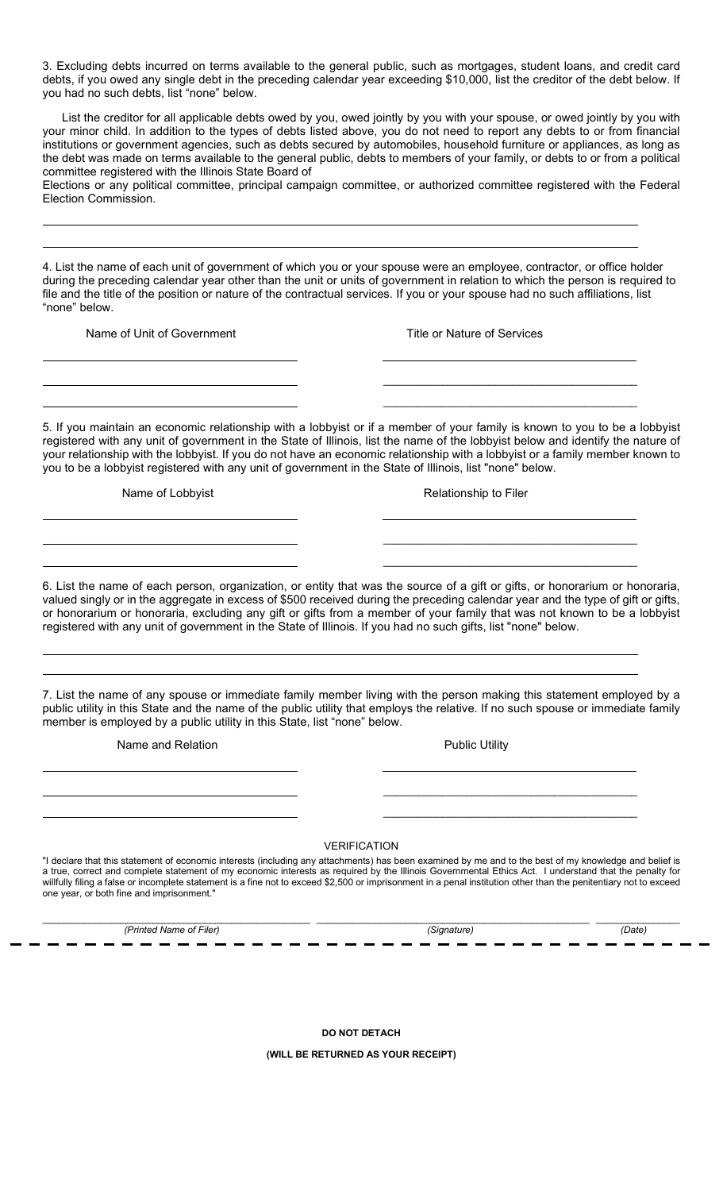3. Excluding debts incurred on terms available to the general public, such as mortgages, student loans, and credit card debts, if you owed any single debt in the preceding calendar year exceeding $10,000, list the creditor of the debt below. If you had no such debts, list "none" below.

List the creditor for all applicable debts owed by you, owed jointly by you with your spouse, or owed jointly by you with your minor child. In addition to the types of debts listed above, you do not need to report any debts to or from financial institutions or government agencies, such as debts secured by automobiles, household furniture or appliances, as long as the debt was made on terms available to the general public, debts to members of your family, or debts to or from a political committee registered with the Illinois State Board of
Elections or any political committee, principal campaign committee, or authorized committee registered with the Federal Election Commission.

\_\_\_\_\_\_\_\_\_\_\_\_\_\_\_\_\_\_\_\_\_\_\_\_\_\_\_\_\_\_\_\_\_\_\_\_\_\_\_\_\_\_\_\_\_\_\_\_\_\_\_\_\_\_\_\_\_\_\_\_\_\_\_\_\_\_\_\_\_\_\_\_\_\_\_\_

\_\_\_\_\_\_\_\_\_\_\_\_\_\_\_\_\_\_\_\_\_\_\_\_\_\_\_\_\_\_\_\_\_\_\_\_\_\_\_\_\_\_\_\_\_\_\_\_\_\_\_\_\_\_\_\_\_\_\_\_\_\_\_\_\_\_\_\_\_\_\_\_\_\_\_\_

4. List the name of each unit of government of which you or your spouse were an employee, contractor, or office holder during the preceding calendar year other than the unit or units of government in relation to which the person is required to file and the title of the position or nature of the contractual services. If you or your spouse had no such affiliations, list "none" below.

| Name of Unit of Government | Title or Nature of Services |
|---|---|
| \_\_\_\_\_\_\_\_\_\_\_\_\_\_\_\_\_\_\_\_\_\_\_\_\_\_\_\_ | \_\_\_\_\_\_\_\_\_\_\_\_\_\_\_\_\_\_\_\_\_\_\_\_\_\_\_\_ |
| \_\_\_\_\_\_\_\_\_\_\_\_\_\_\_\_\_\_\_\_\_\_\_\_\_\_\_\_ | \_\_\_\_\_\_\_\_\_\_\_\_\_\_\_\_\_\_\_\_\_\_\_\_\_\_\_\_ |
| \_\_\_\_\_\_\_\_\_\_\_\_\_\_\_\_\_\_\_\_\_\_\_\_\_\_\_\_ | \_\_\_\_\_\_\_\_\_\_\_\_\_\_\_\_\_\_\_\_\_\_\_\_\_\_\_\_ |

5. If you maintain an economic relationship with a lobbyist or if a member of your family is known to you to be a lobbyist registered with any unit of government in the State of Illinois, list the name of the lobbyist below and identify the nature of your relationship with the lobbyist. If you do not have an economic relationship with a lobbyist or a family member known to you to be a lobbyist registered with any unit of government in the State of Illinois, list "none" below.

| Name of Lobbyist | Relationship to Filer |
|---|---|
| \_\_\_\_\_\_\_\_\_\_\_\_\_\_\_\_\_\_\_\_\_\_\_\_\_\_\_\_ | \_\_\_\_\_\_\_\_\_\_\_\_\_\_\_\_\_\_\_\_\_\_\_\_\_\_\_\_ |
| \_\_\_\_\_\_\_\_\_\_\_\_\_\_\_\_\_\_\_\_\_\_\_\_\_\_\_\_ | \_\_\_\_\_\_\_\_\_\_\_\_\_\_\_\_\_\_\_\_\_\_\_\_\_\_\_\_ |
| \_\_\_\_\_\_\_\_\_\_\_\_\_\_\_\_\_\_\_\_\_\_\_\_\_\_\_\_ | \_\_\_\_\_\_\_\_\_\_\_\_\_\_\_\_\_\_\_\_\_\_\_\_\_\_\_\_ |

6. List the name of each person, organization, or entity that was the source of a gift or gifts, or honorarium or honoraria, valued singly or in the aggregate in excess of $500 received during the preceding calendar year and the type of gift or gifts, or honorarium or honoraria, excluding any gift or gifts from a member of your family that was not known to be a lobbyist registered with any unit of government in the State of Illinois. If you had no such gifts, list "none" below.

\_\_\_\_\_\_\_\_\_\_\_\_\_\_\_\_\_\_\_\_\_\_\_\_\_\_\_\_\_\_\_\_\_\_\_\_\_\_\_\_\_\_\_\_\_\_\_\_\_\_\_\_\_\_\_\_\_\_\_\_\_\_\_\_\_\_\_\_\_\_\_\_\_\_\_\_

\_\_\_\_\_\_\_\_\_\_\_\_\_\_\_\_\_\_\_\_\_\_\_\_\_\_\_\_\_\_\_\_\_\_\_\_\_\_\_\_\_\_\_\_\_\_\_\_\_\_\_\_\_\_\_\_\_\_\_\_\_\_\_\_\_\_\_\_\_\_\_\_\_\_\_\_

7. List the name of any spouse or immediate family member living with the person making this statement employed by a public utility in this State and the name of the public utility that employs the relative. If no such spouse or immediate family member is employed by a public utility in this State, list "none" below.

| Name and Relation | Public Utility |
|---|---|
| \_\_\_\_\_\_\_\_\_\_\_\_\_\_\_\_\_\_\_\_\_\_\_\_\_\_\_\_ | \_\_\_\_\_\_\_\_\_\_\_\_\_\_\_\_\_\_\_\_\_\_\_\_\_\_\_\_ |
| \_\_\_\_\_\_\_\_\_\_\_\_\_\_\_\_\_\_\_\_\_\_\_\_\_\_\_\_ | \_\_\_\_\_\_\_\_\_\_\_\_\_\_\_\_\_\_\_\_\_\_\_\_\_\_\_\_ |
| \_\_\_\_\_\_\_\_\_\_\_\_\_\_\_\_\_\_\_\_\_\_\_\_\_\_\_\_ | \_\_\_\_\_\_\_\_\_\_\_\_\_\_\_\_\_\_\_\_\_\_\_\_\_\_\_\_ |

## VERIFICATION

"I declare that this statement of economic interests (including any attachments) has been examined by me and to the best of my knowledge and belief is a true, correct and complete statement of my economic interests as required by the Illinois Governmental Ethics Act. I understand that the penalty for willfully filing a false or incomplete statement is a fine not to exceed $2,500 or imprisonment in a penal institution other than the penitentiary not to exceed one year, or both fine and imprisonment."

| \_\_\_\_\_\_\_\_\_\_\_\_\_\_\_\_\_\_\_\_\_\_\_\_\_\_\_\_ | \_\_\_\_\_\_\_\_\_\_\_\_\_\_\_\_\_\_\_\_\_\_\_\_\_\_\_\_ | \_\_\_\_\_\_\_\_\_\_ |
|---|---|---|
| *(Printed Name of Filer)* | *(Signature)* | *(Date)* |

**DO NOT DETACH**

**(WILL BE RETURNED AS YOUR RECEIPT)**